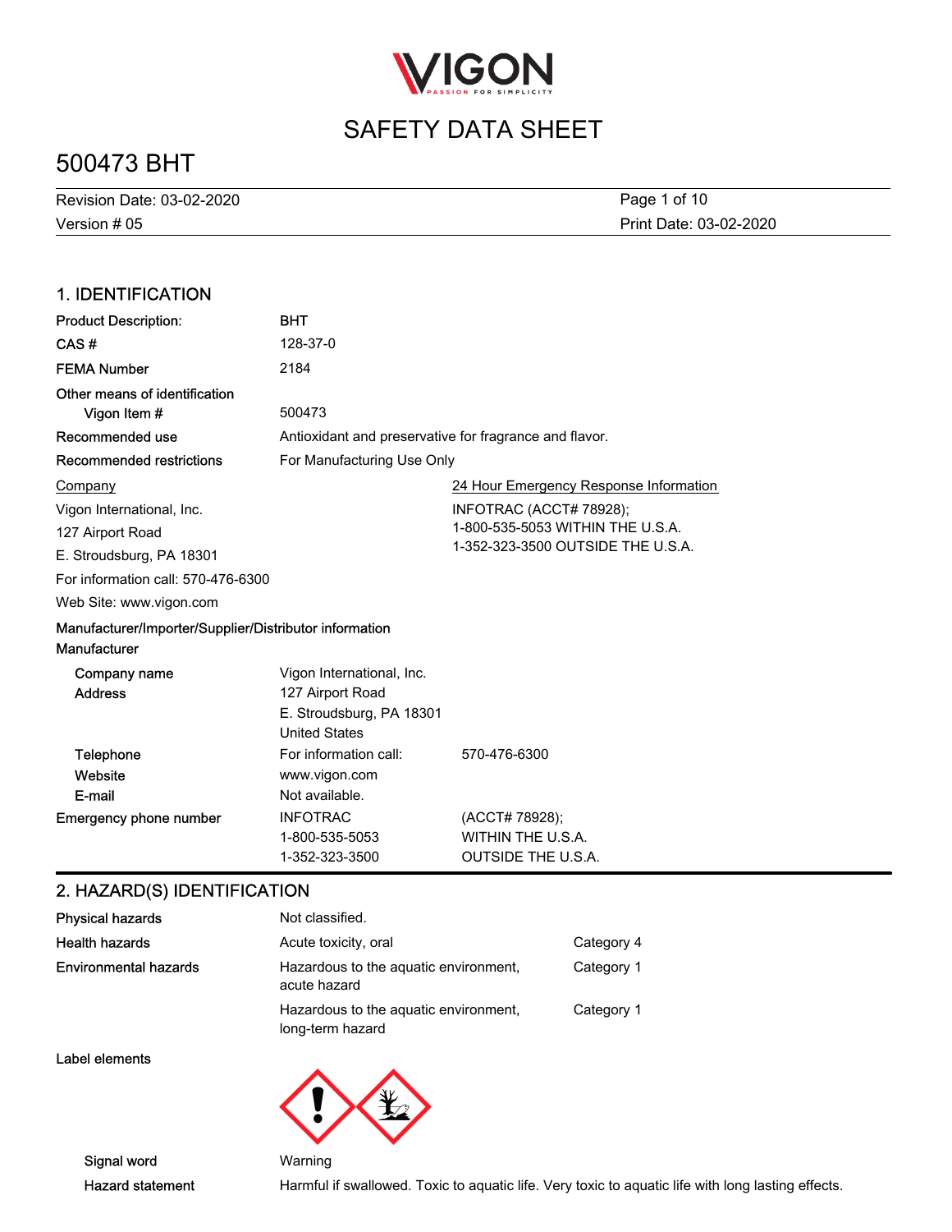# SAFETY DATA SHEET

# 500473 BHT

Revision Date: 03-02-2020
Version # 05
Print Date: 03-02-2020

## 1. IDENTIFICATION

**Product Description:** BHT

**CAS #** 128-37-0

**FEMA Number** 2184

**Other means of identification**

**Vigon Item #** 500473

**Recommended use** Antioxidant and preservative for fragrance and flavor.

**Recommended restrictions** For Manufacturing Use Only

Company
Vigon International, Inc.
127 Airport Road
E. Stroudsburg, PA 18301
For information call: 570-476-6300
Web Site: www.vigon.com

24 Hour Emergency Response Information
INFOTRAC (ACCT# 78928);
1-800-535-5053 WITHIN THE U.S.A.
1-352-323-3500 OUTSIDE THE U.S.A.

**Manufacturer/Importer/Supplier/Distributor information**

**Manufacturer**

| | | |
|---|---|---|
| **Company name** | Vigon International, Inc. | |
| **Address** | 127 Airport Road<br>E. Stroudsburg, PA 18301<br>United States | |
| **Telephone** | For information call: | 570-476-6300 |
| **Website** | www.vigon.com | |
| **E-mail** | Not available. | |
| **Emergency phone number** | INFOTRAC<br>1-800-535-5053<br>1-352-323-3500 | (ACCT# 78928);<br>WITHIN THE U.S.A.<br>OUTSIDE THE U.S.A. |

## 2. HAZARD(S) IDENTIFICATION

| | | |
|---|---|---|
| **Physical hazards** | Not classified. | |
| **Health hazards** | Acute toxicity, oral | Category 4 |
| **Environmental hazards** | Hazardous to the aquatic environment, acute hazard | Category 1 |
| | Hazardous to the aquatic environment, long-term hazard | Category 1 |

**Label elements**

**Signal word** Warning

**Hazard statement** Harmful if swallowed. Toxic to aquatic life. Very toxic to aquatic life with long lasting effects.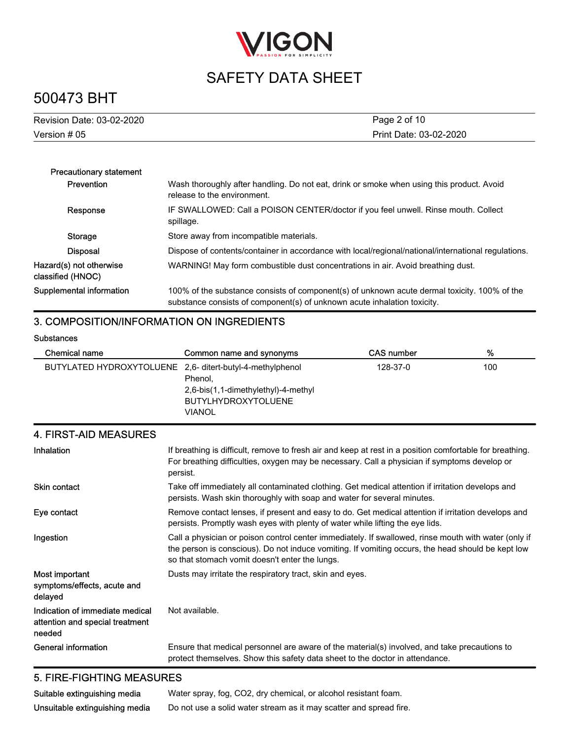**Precautionary statement**

| | |
|---|---|
| **Prevention** | Wash thoroughly after handling. Do not eat, drink or smoke when using this product. Avoid release to the environment. |
| **Response** | IF SWALLOWED: Call a POISON CENTER/doctor if you feel unwell. Rinse mouth. Collect spillage. |
| **Storage** | Store away from incompatible materials. |
| **Disposal** | Dispose of contents/container in accordance with local/regional/national/international regulations. |
| **Hazard(s) not otherwise classified (HNOC)** | WARNING! May form combustible dust concentrations in air. Avoid breathing dust. |
| **Supplemental information** | 100% of the substance consists of component(s) of unknown acute dermal toxicity. 100% of the substance consists of component(s) of unknown acute inhalation toxicity. |

## 3. COMPOSITION/INFORMATION ON INGREDIENTS

**Substances**

| Chemical name | Common name and synonyms | CAS number | % |
|---|---|---|---|
| BUTYLATED HYDROXYTOLUENE | 2,6- ditert-butyl-4-methylphenol<br>Phenol,<br>2,6-bis(1,1-dimethylethyl)-4-methyl<br>BUTYLHYDROXYTOLUENE<br>VIANOL | 128-37-0 | 100 |

## 4. FIRST-AID MEASURES

| | |
|---|---|
| **Inhalation** | If breathing is difficult, remove to fresh air and keep at rest in a position comfortable for breathing. For breathing difficulties, oxygen may be necessary. Call a physician if symptoms develop or persist. |
| **Skin contact** | Take off immediately all contaminated clothing. Get medical attention if irritation develops and persists. Wash skin thoroughly with soap and water for several minutes. |
| **Eye contact** | Remove contact lenses, if present and easy to do. Get medical attention if irritation develops and persists. Promptly wash eyes with plenty of water while lifting the eye lids. |
| **Ingestion** | Call a physician or poison control center immediately. If swallowed, rinse mouth with water (only if the person is conscious). Do not induce vomiting. If vomiting occurs, the head should be kept low so that stomach vomit doesn't enter the lungs. |
| **Most important symptoms/effects, acute and delayed** | Dusts may irritate the respiratory tract, skin and eyes. |
| **Indication of immediate medical attention and special treatment needed** | Not available. |
| **General information** | Ensure that medical personnel are aware of the material(s) involved, and take precautions to protect themselves. Show this safety data sheet to the doctor in attendance. |

## 5. FIRE-FIGHTING MEASURES

| | |
|---|---|
| **Suitable extinguishing media** | Water spray, fog, CO2, dry chemical, or alcohol resistant foam. |
| **Unsuitable extinguishing media** | Do not use a solid water stream as it may scatter and spread fire. |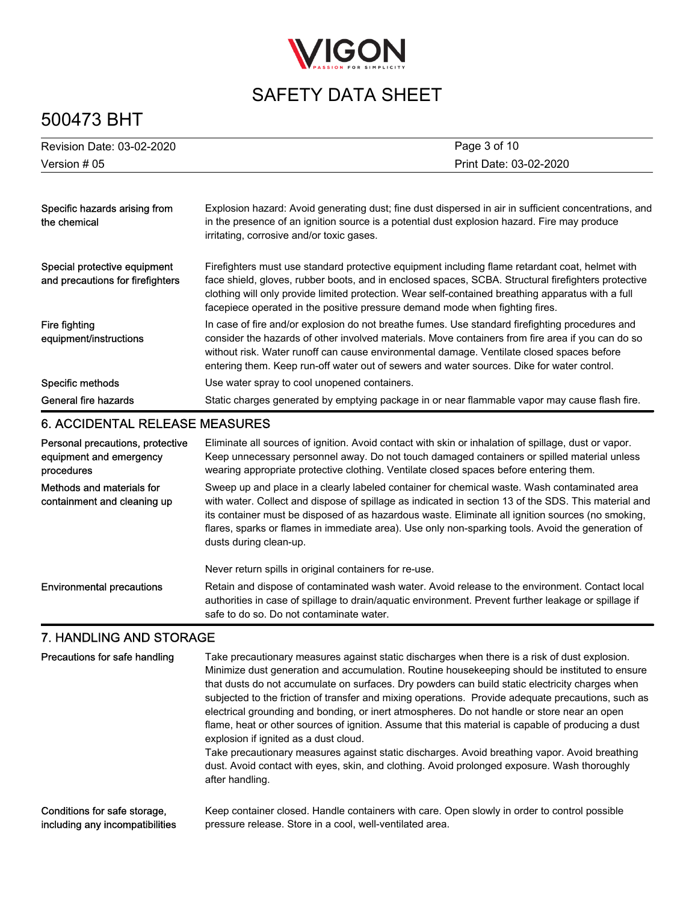| | |
|---|---|
| Specific hazards arising from the chemical | Explosion hazard: Avoid generating dust; fine dust dispersed in air in sufficient concentrations, and in the presence of an ignition source is a potential dust explosion hazard. Fire may produce irritating, corrosive and/or toxic gases. |
| Special protective equipment and precautions for firefighters | Firefighters must use standard protective equipment including flame retardant coat, helmet with face shield, gloves, rubber boots, and in enclosed spaces, SCBA. Structural firefighters protective clothing will only provide limited protection. Wear self-contained breathing apparatus with a full facepiece operated in the positive pressure demand mode when fighting fires. |
| Fire fighting equipment/instructions | In case of fire and/or explosion do not breathe fumes. Use standard firefighting procedures and consider the hazards of other involved materials. Move containers from fire area if you can do so without risk. Water runoff can cause environmental damage. Ventilate closed spaces before entering them. Keep run-off water out of sewers and water sources. Dike for water control. |
| Specific methods | Use water spray to cool unopened containers. |
| General fire hazards | Static charges generated by emptying package in or near flammable vapor may cause flash fire. |

## 6. ACCIDENTAL RELEASE MEASURES

| | |
|---|---|
| Personal precautions, protective equipment and emergency procedures | Eliminate all sources of ignition. Avoid contact with skin or inhalation of spillage, dust or vapor. Keep unnecessary personnel away. Do not touch damaged containers or spilled material unless wearing appropriate protective clothing. Ventilate closed spaces before entering them. |
| Methods and materials for containment and cleaning up | Sweep up and place in a clearly labeled container for chemical waste. Wash contaminated area with water. Collect and dispose of spillage as indicated in section 13 of the SDS. This material and its container must be disposed of as hazardous waste. Eliminate all ignition sources (no smoking, flares, sparks or flames in immediate area). Use only non-sparking tools. Avoid the generation of dusts during clean-up.<br><br>Never return spills in original containers for re-use. |
| Environmental precautions | Retain and dispose of contaminated wash water. Avoid release to the environment. Contact local authorities in case of spillage to drain/aquatic environment. Prevent further leakage or spillage if safe to do so. Do not contaminate water. |

## 7. HANDLING AND STORAGE

| | |
|---|---|
| Precautions for safe handling | Take precautionary measures against static discharges when there is a risk of dust explosion. Minimize dust generation and accumulation. Routine housekeeping should be instituted to ensure that dusts do not accumulate on surfaces. Dry powders can build static electricity charges when subjected to the friction of transfer and mixing operations. Provide adequate precautions, such as electrical grounding and bonding, or inert atmospheres. Do not handle or store near an open flame, heat or other sources of ignition. Assume that this material is capable of producing a dust explosion if ignited as a dust cloud.<br>Take precautionary measures against static discharges. Avoid breathing vapor. Avoid breathing dust. Avoid contact with eyes, skin, and clothing. Avoid prolonged exposure. Wash thoroughly after handling. |
| Conditions for safe storage, including any incompatibilities | Keep container closed. Handle containers with care. Open slowly in order to control possible pressure release. Store in a cool, well-ventilated area. |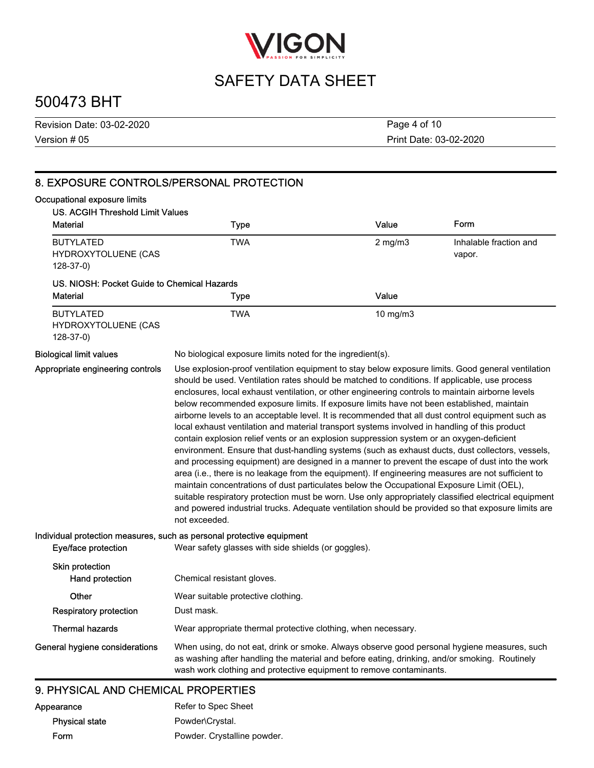## 8. EXPOSURE CONTROLS/PERSONAL PROTECTION

**Occupational exposure limits**

**US. ACGIH Threshold Limit Values**

| Material | Type | Value | Form |
|---|---|---|---|
| BUTYLATED HYDROXYTOLUENE (CAS 128-37-0) | TWA | 2 mg/m3 | Inhalable fraction and vapor. |

**US. NIOSH: Pocket Guide to Chemical Hazards**

| Material | Type | Value |
|---|---|---|
| BUTYLATED HYDROXYTOLUENE (CAS 128-37-0) | TWA | 10 mg/m3 |

**Biological limit values** No biological exposure limits noted for the ingredient(s).

**Appropriate engineering controls** Use explosion-proof ventilation equipment to stay below exposure limits. Good general ventilation should be used. Ventilation rates should be matched to conditions. If applicable, use process enclosures, local exhaust ventilation, or other engineering controls to maintain airborne levels below recommended exposure limits. If exposure limits have not been established, maintain airborne levels to an acceptable level. It is recommended that all dust control equipment such as local exhaust ventilation and material transport systems involved in handling of this product contain explosion relief vents or an explosion suppression system or an oxygen-deficient environment. Ensure that dust-handling systems (such as exhaust ducts, dust collectors, vessels, and processing equipment) are designed in a manner to prevent the escape of dust into the work area (i.e., there is no leakage from the equipment). If engineering measures are not sufficient to maintain concentrations of dust particulates below the Occupational Exposure Limit (OEL), suitable respiratory protection must be worn. Use only appropriately classified electrical equipment and powered industrial trucks. Adequate ventilation should be provided so that exposure limits are not exceeded.

**Individual protection measures, such as personal protective equipment**

**Eye/face protection** Wear safety glasses with side shields (or goggles).

**Skin protection**

**Hand protection** Chemical resistant gloves.

**Other** Wear suitable protective clothing.

**Respiratory protection** Dust mask.

**Thermal hazards** Wear appropriate thermal protective clothing, when necessary.

**General hygiene considerations** When using, do not eat, drink or smoke. Always observe good personal hygiene measures, such as washing after handling the material and before eating, drinking, and/or smoking. Routinely wash work clothing and protective equipment to remove contaminants.

## 9. PHYSICAL AND CHEMICAL PROPERTIES

**Appearance** Refer to Spec Sheet

**Physical state** Powder\Crystal.

**Form** Powder. Crystalline powder.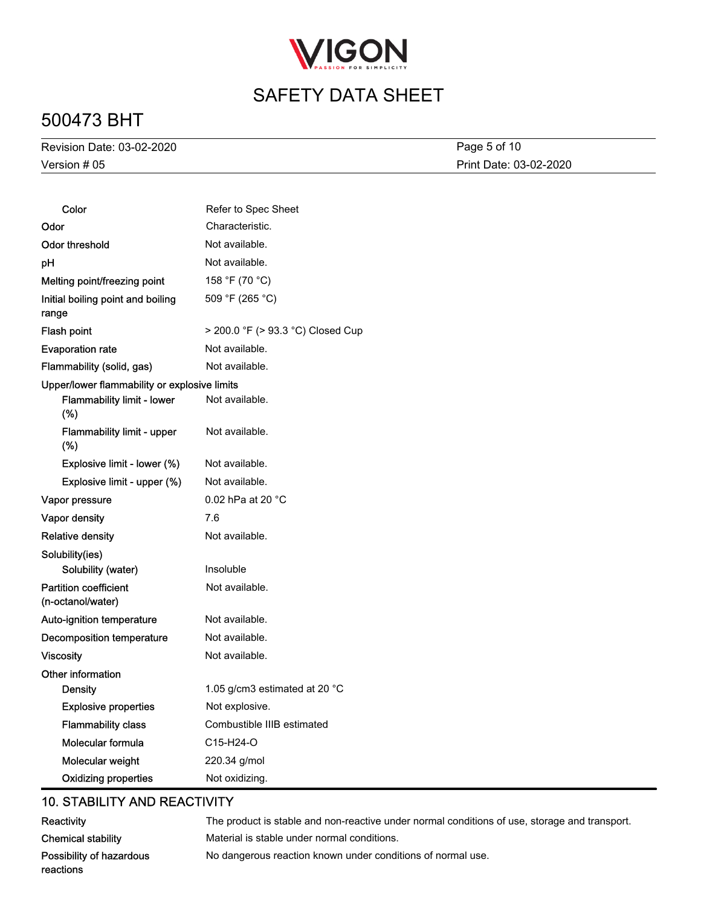| Property | Value |
|---|---|
| Color | Refer to Spec Sheet |
| Odor | Characteristic. |
| Odor threshold | Not available. |
| pH | Not available. |
| Melting point/freezing point | 158 °F (70 °C) |
| Initial boiling point and boiling range | 509 °F (265 °C) |
| Flash point | > 200.0 °F (> 93.3 °C) Closed Cup |
| Evaporation rate | Not available. |
| Flammability (solid, gas) | Not available. |
| **Upper/lower flammability or explosive limits** | |
| Flammability limit - lower (%) | Not available. |
| Flammability limit - upper (%) | Not available. |
| Explosive limit - lower (%) | Not available. |
| Explosive limit - upper (%) | Not available. |
| Vapor pressure | 0.02 hPa at 20 °C |
| Vapor density | 7.6 |
| Relative density | Not available. |
| **Solubility(ies)** | |
| Solubility (water) | Insoluble |
| Partition coefficient (n-octanol/water) | Not available. |
| Auto-ignition temperature | Not available. |
| Decomposition temperature | Not available. |
| Viscosity | Not available. |
| **Other information** | |
| Density | 1.05 g/cm3 estimated at 20 °C |
| Explosive properties | Not explosive. |
| Flammability class | Combustible IIIB estimated |
| Molecular formula | C15-H24-O |
| Molecular weight | 220.34 g/mol |
| Oxidizing properties | Not oxidizing. |

## 10. STABILITY AND REACTIVITY

| | |
|---|---|
| Reactivity | The product is stable and non-reactive under normal conditions of use, storage and transport. |
| Chemical stability | Material is stable under normal conditions. |
| Possibility of hazardous reactions | No dangerous reaction known under conditions of normal use. |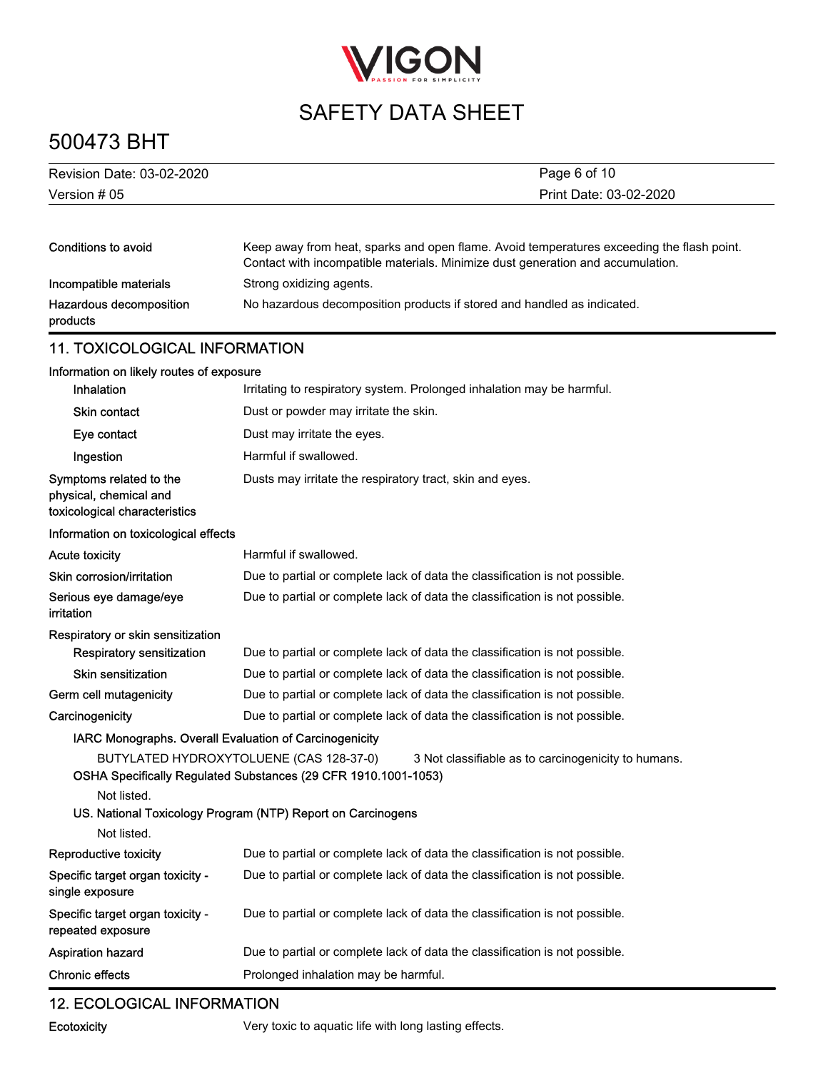| | |
|---|---|
| Conditions to avoid | Keep away from heat, sparks and open flame. Avoid temperatures exceeding the flash point. Contact with incompatible materials. Minimize dust generation and accumulation. |
| Incompatible materials | Strong oxidizing agents. |
| Hazardous decomposition products | No hazardous decomposition products if stored and handled as indicated. |

## 11. TOXICOLOGICAL INFORMATION

**Information on likely routes of exposure**

| | |
|---|---|
| Inhalation | Irritating to respiratory system. Prolonged inhalation may be harmful. |
| Skin contact | Dust or powder may irritate the skin. |
| Eye contact | Dust may irritate the eyes. |
| Ingestion | Harmful if swallowed. |
| Symptoms related to the physical, chemical and toxicological characteristics | Dusts may irritate the respiratory tract, skin and eyes. |

**Information on toxicological effects**

| | |
|---|---|
| Acute toxicity | Harmful if swallowed. |
| Skin corrosion/irritation | Due to partial or complete lack of data the classification is not possible. |
| Serious eye damage/eye irritation | Due to partial or complete lack of data the classification is not possible. |
| **Respiratory or skin sensitization** | |
| Respiratory sensitization | Due to partial or complete lack of data the classification is not possible. |
| Skin sensitization | Due to partial or complete lack of data the classification is not possible. |
| Germ cell mutagenicity | Due to partial or complete lack of data the classification is not possible. |
| Carcinogenicity | Due to partial or complete lack of data the classification is not possible. |

**IARC Monographs. Overall Evaluation of Carcinogenicity**

BUTYLATED HYDROXYTOLUENE (CAS 128-37-0) 3 Not classifiable as to carcinogenicity to humans.

**OSHA Specifically Regulated Substances (29 CFR 1910.1001-1053)**

Not listed.

**US. National Toxicology Program (NTP) Report on Carcinogens**

Not listed.

| | |
|---|---|
| Reproductive toxicity | Due to partial or complete lack of data the classification is not possible. |
| Specific target organ toxicity - single exposure | Due to partial or complete lack of data the classification is not possible. |
| Specific target organ toxicity - repeated exposure | Due to partial or complete lack of data the classification is not possible. |
| Aspiration hazard | Due to partial or complete lack of data the classification is not possible. |
| Chronic effects | Prolonged inhalation may be harmful. |

## 12. ECOLOGICAL INFORMATION

| | |
|---|---|
| Ecotoxicity | Very toxic to aquatic life with long lasting effects. |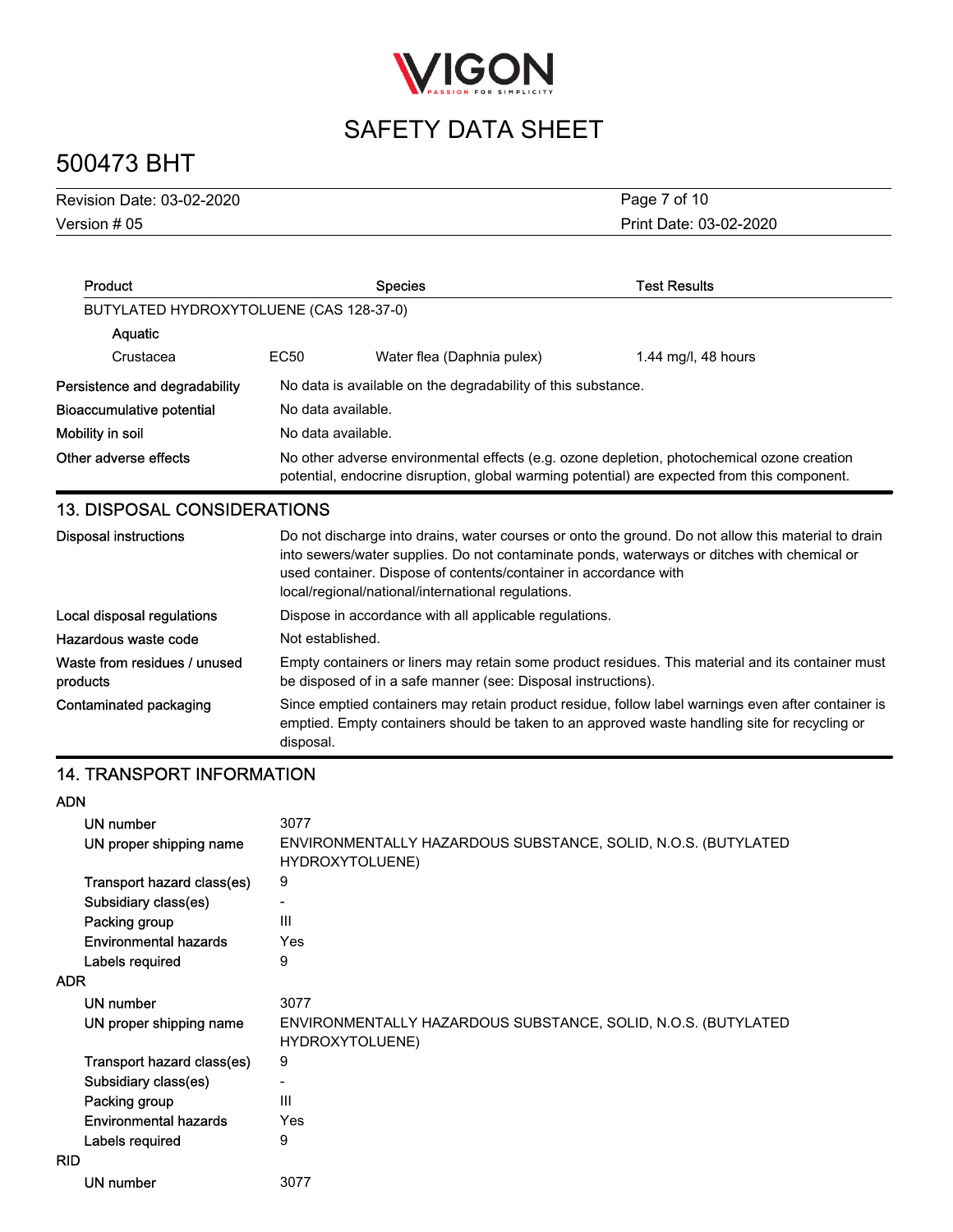| Product | | Species | Test Results |
|---|---|---|---|
| BUTYLATED HYDROXYTOLUENE (CAS 128-37-0) | | | |
| Aquatic | | | |
| Crustacea | EC50 | Water flea (Daphnia pulex) | 1.44 mg/l, 48 hours |

**Persistence and degradability** No data is available on the degradability of this substance.

**Bioaccumulative potential** No data available.

**Mobility in soil** No data available.

**Other adverse effects** No other adverse environmental effects (e.g. ozone depletion, photochemical ozone creation potential, endocrine disruption, global warming potential) are expected from this component.

## 13. DISPOSAL CONSIDERATIONS

**Disposal instructions** Do not discharge into drains, water courses or onto the ground. Do not allow this material to drain into sewers/water supplies. Do not contaminate ponds, waterways or ditches with chemical or used container. Dispose of contents/container in accordance with local/regional/national/international regulations.

**Local disposal regulations** Dispose in accordance with all applicable regulations.

**Hazardous waste code** Not established.

**Waste from residues / unused products** Empty containers or liners may retain some product residues. This material and its container must be disposed of in a safe manner (see: Disposal instructions).

**Contaminated packaging** Since emptied containers may retain product residue, follow label warnings even after container is emptied. Empty containers should be taken to an approved waste handling site for recycling or disposal.

## 14. TRANSPORT INFORMATION

**ADN**

- UN number: 3077
- UN proper shipping name: ENVIRONMENTALLY HAZARDOUS SUBSTANCE, SOLID, N.O.S. (BUTYLATED HYDROXYTOLUENE)
- Transport hazard class(es): 9
- Subsidiary class(es): -
- Packing group: III
- Environmental hazards: Yes
- Labels required: 9

**ADR**

- UN number: 3077
- UN proper shipping name: ENVIRONMENTALLY HAZARDOUS SUBSTANCE, SOLID, N.O.S. (BUTYLATED HYDROXYTOLUENE)
- Transport hazard class(es): 9
- Subsidiary class(es): -
- Packing group: III
- Environmental hazards: Yes
- Labels required: 9

**RID**

- UN number: 3077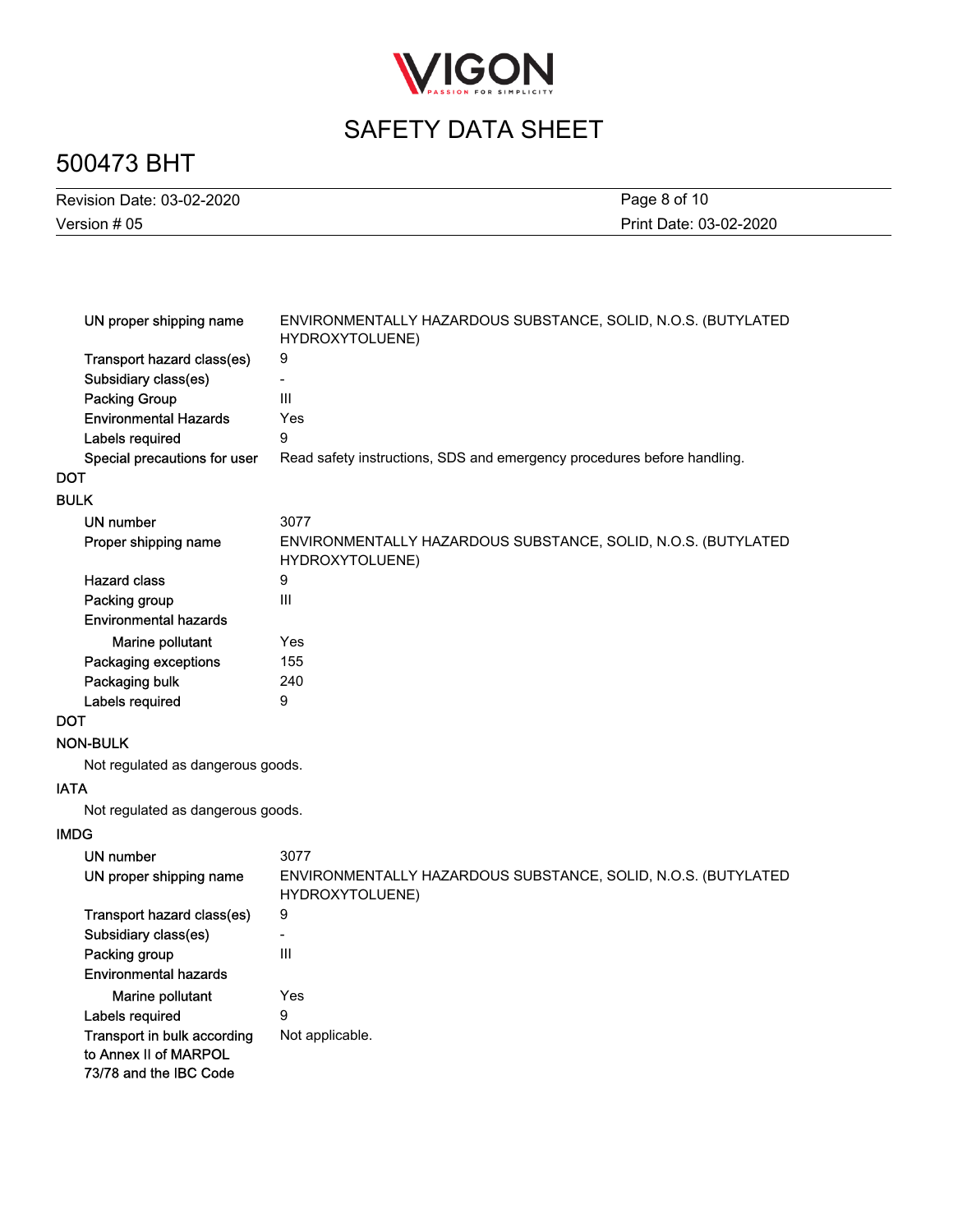| | |
|---|---|
| UN proper shipping name | ENVIRONMENTALLY HAZARDOUS SUBSTANCE, SOLID, N.O.S. (BUTYLATED HYDROXYTOLUENE) |
| Transport hazard class(es) | 9 |
| Subsidiary class(es) | - |
| Packing Group | III |
| Environmental Hazards | Yes |
| Labels required | 9 |
| Special precautions for user | Read safety instructions, SDS and emergency procedures before handling. |

**DOT**

**BULK**

| | |
|---|---|
| UN number | 3077 |
| Proper shipping name | ENVIRONMENTALLY HAZARDOUS SUBSTANCE, SOLID, N.O.S. (BUTYLATED HYDROXYTOLUENE) |
| Hazard class | 9 |
| Packing group | III |
| Environmental hazards | |
| Marine pollutant | Yes |
| Packaging exceptions | 155 |
| Packaging bulk | 240 |
| Labels required | 9 |

**DOT**

**NON-BULK**

Not regulated as dangerous goods.

**IATA**

Not regulated as dangerous goods.

**IMDG**

| | |
|---|---|
| UN number | 3077 |
| UN proper shipping name | ENVIRONMENTALLY HAZARDOUS SUBSTANCE, SOLID, N.O.S. (BUTYLATED HYDROXYTOLUENE) |
| Transport hazard class(es) | 9 |
| Subsidiary class(es) | - |
| Packing group | III |
| Environmental hazards | |
| Marine pollutant | Yes |
| Labels required | 9 |
| Transport in bulk according to Annex II of MARPOL 73/78 and the IBC Code | Not applicable. |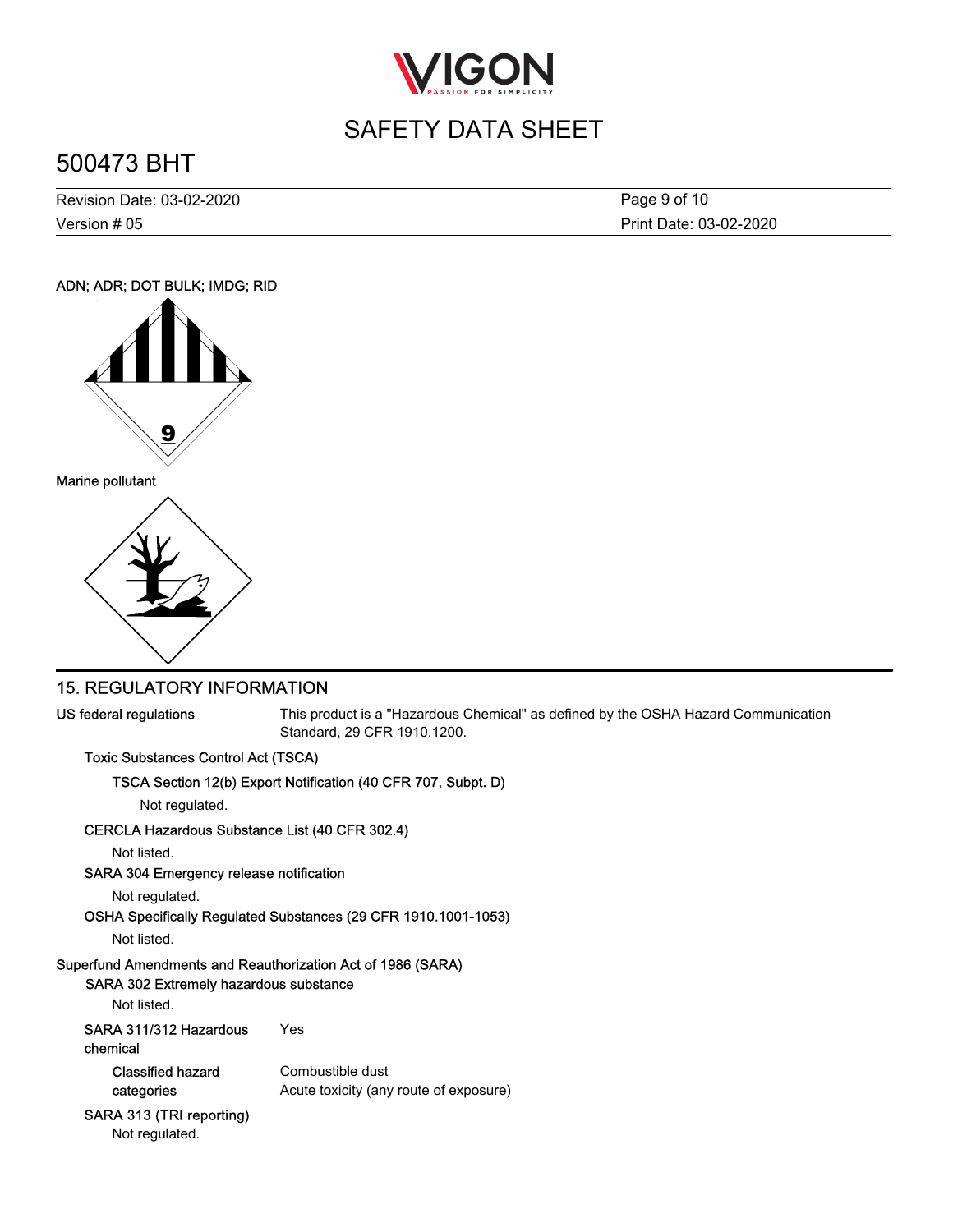ADN; ADR; DOT BULK; IMDG; RID

Marine pollutant

## 15. REGULATORY INFORMATION

**US federal regulations** This product is a "Hazardous Chemical" as defined by the OSHA Hazard Communication Standard, 29 CFR 1910.1200.

**Toxic Substances Control Act (TSCA)**

**TSCA Section 12(b) Export Notification (40 CFR 707, Subpt. D)**

Not regulated.

**CERCLA Hazardous Substance List (40 CFR 302.4)**

Not listed.

**SARA 304 Emergency release notification**

Not regulated.

**OSHA Specifically Regulated Substances (29 CFR 1910.1001-1053)**

Not listed.

**Superfund Amendments and Reauthorization Act of 1986 (SARA)**

**SARA 302 Extremely hazardous substance**

Not listed.

**SARA 311/312 Hazardous chemical** Yes

**Classified hazard categories** Combustible dust
Acute toxicity (any route of exposure)

**SARA 313 (TRI reporting)**

Not regulated.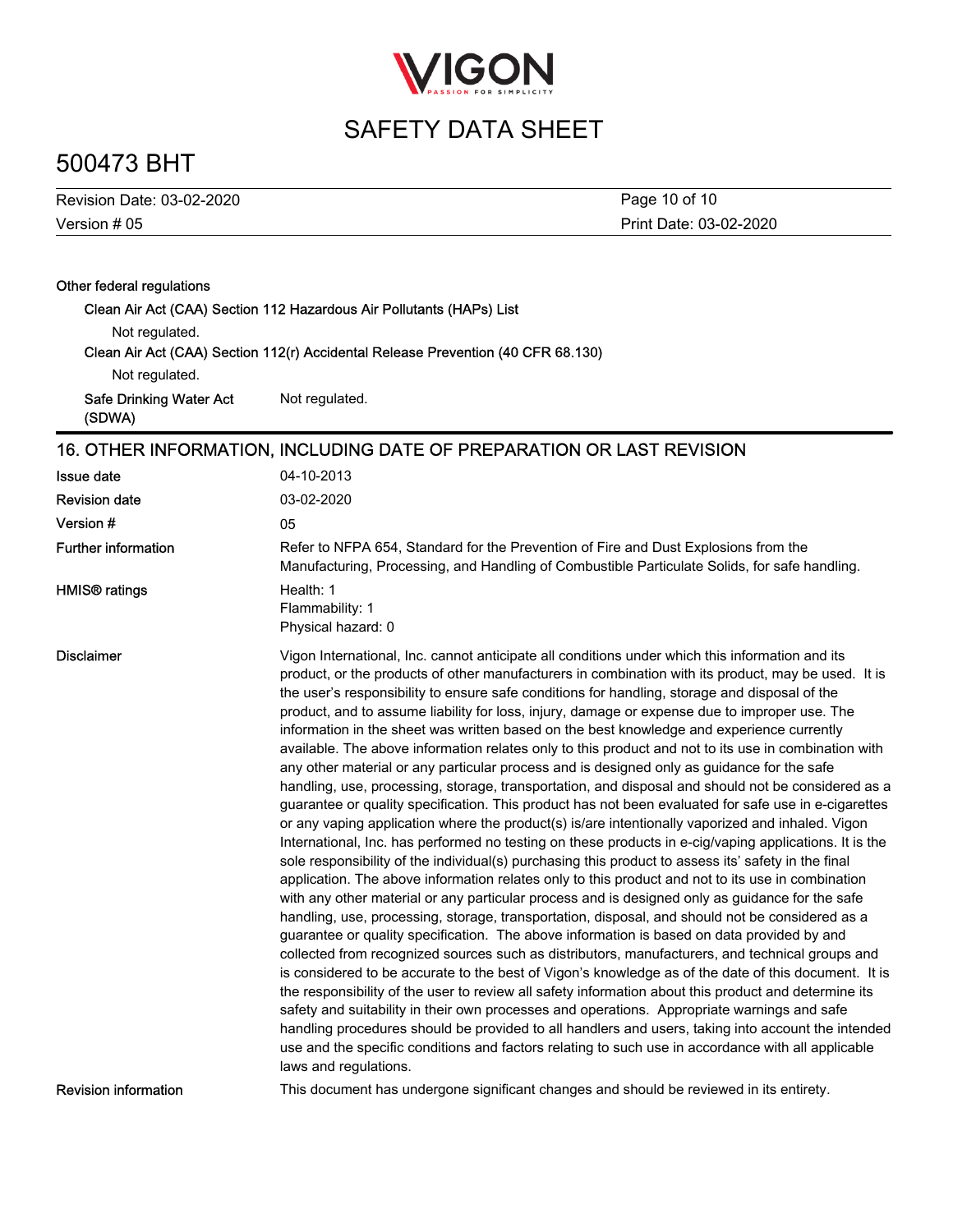**Other federal regulations**

**Clean Air Act (CAA) Section 112 Hazardous Air Pollutants (HAPs) List**

Not regulated.

**Clean Air Act (CAA) Section 112(r) Accidental Release Prevention (40 CFR 68.130)**

Not regulated.

| | |
|---|---|
| **Safe Drinking Water Act (SDWA)** | Not regulated. |

## 16. OTHER INFORMATION, INCLUDING DATE OF PREPARATION OR LAST REVISION

| | |
|---|---|
| **Issue date** | 04-10-2013 |
| **Revision date** | 03-02-2020 |
| **Version #** | 05 |
| **Further information** | Refer to NFPA 654, Standard for the Prevention of Fire and Dust Explosions from the Manufacturing, Processing, and Handling of Combustible Particulate Solids, for safe handling. |
| **HMIS® ratings** | Health: 1<br>Flammability: 1<br>Physical hazard: 0 |
| **Disclaimer** | Vigon International, Inc. cannot anticipate all conditions under which this information and its product, or the products of other manufacturers in combination with its product, may be used. It is the user's responsibility to ensure safe conditions for handling, storage and disposal of the product, and to assume liability for loss, injury, damage or expense due to improper use. The information in the sheet was written based on the best knowledge and experience currently available. The above information relates only to this product and not to its use in combination with any other material or any particular process and is designed only as guidance for the safe handling, use, processing, storage, transportation, and disposal and should not be considered as a guarantee or quality specification. This product has not been evaluated for safe use in e-cigarettes or any vaping application where the product(s) is/are intentionally vaporized and inhaled. Vigon International, Inc. has performed no testing on these products in e-cig/vaping applications. It is the sole responsibility of the individual(s) purchasing this product to assess its' safety in the final application. The above information relates only to this product and not to its use in combination with any other material or any particular process and is designed only as guidance for the safe handling, use, processing, storage, transportation, disposal, and should not be considered as a guarantee or quality specification. The above information is based on data provided by and collected from recognized sources such as distributors, manufacturers, and technical groups and is considered to be accurate to the best of Vigon's knowledge as of the date of this document. It is the responsibility of the user to review all safety information about this product and determine its safety and suitability in their own processes and operations. Appropriate warnings and safe handling procedures should be provided to all handlers and users, taking into account the intended use and the specific conditions and factors relating to such use in accordance with all applicable laws and regulations. |
| **Revision information** | This document has undergone significant changes and should be reviewed in its entirety. |